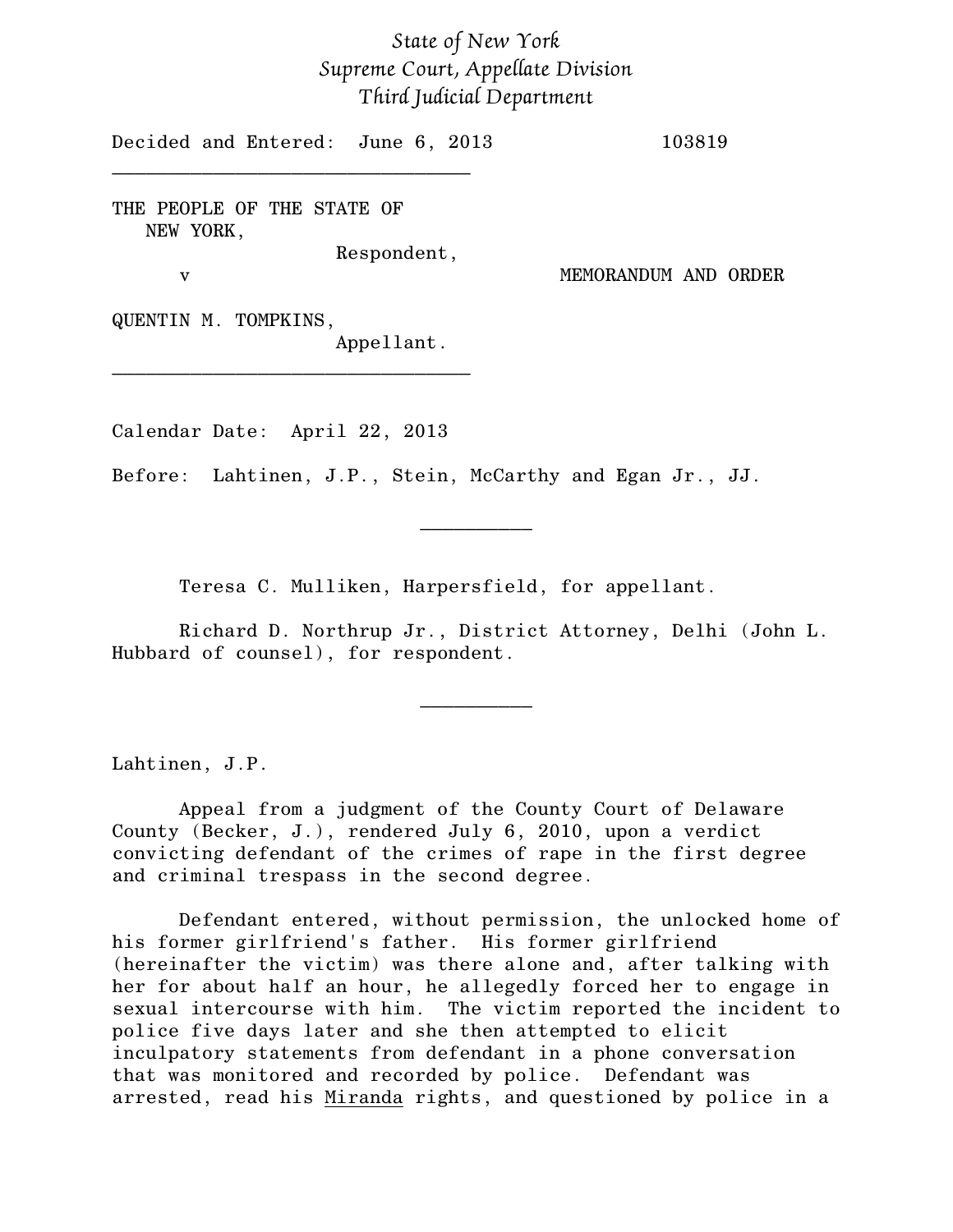*State of New York*
*Supreme Court, Appellate Division*
*Third Judicial Department*

Decided and Entered: June 6, 2013 103819

________________________________

THE PEOPLE OF THE STATE OF NEW YORK,
Respondent,

v MEMORANDUM AND ORDER

QUENTIN M. TOMPKINS,
Appellant.

________________________________

Calendar Date: April 22, 2013

Before: Lahtinen, J.P., Stein, McCarthy and Egan Jr., JJ.

__________

Teresa C. Mulliken, Harpersfield, for appellant.

Richard D. Northrup Jr., District Attorney, Delhi (John L. Hubbard of counsel), for respondent.

__________

Lahtinen, J.P.

Appeal from a judgment of the County Court of Delaware County (Becker, J.), rendered July 6, 2010, upon a verdict convicting defendant of the crimes of rape in the first degree and criminal trespass in the second degree.

Defendant entered, without permission, the unlocked home of his former girlfriend's father. His former girlfriend (hereinafter the victim) was there alone and, after talking with her for about half an hour, he allegedly forced her to engage in sexual intercourse with him. The victim reported the incident to police five days later and she then attempted to elicit inculpatory statements from defendant in a phone conversation that was monitored and recorded by police. Defendant was arrested, read his Miranda rights, and questioned by police in a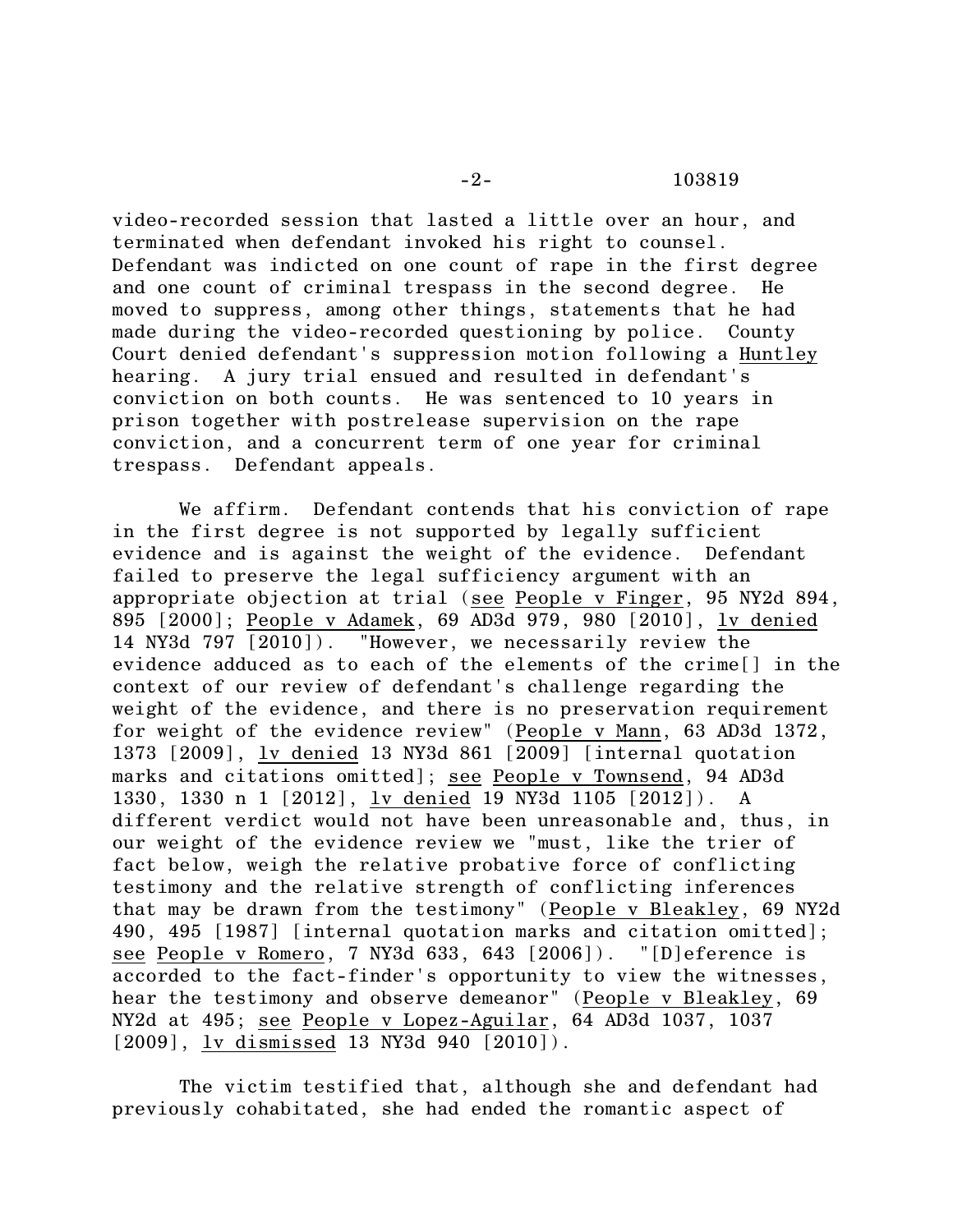video-recorded session that lasted a little over an hour, and terminated when defendant invoked his right to counsel. Defendant was indicted on one count of rape in the first degree and one count of criminal trespass in the second degree. He moved to suppress, among other things, statements that he had made during the video-recorded questioning by police. County Court denied defendant's suppression motion following a Huntley hearing. A jury trial ensued and resulted in defendant's conviction on both counts. He was sentenced to 10 years in prison together with postrelease supervision on the rape conviction, and a concurrent term of one year for criminal trespass. Defendant appeals.

We affirm. Defendant contends that his conviction of rape in the first degree is not supported by legally sufficient evidence and is against the weight of the evidence. Defendant failed to preserve the legal sufficiency argument with an appropriate objection at trial (see People v Finger, 95 NY2d 894, 895 [2000]; People v Adamek, 69 AD3d 979, 980 [2010], lv denied 14 NY3d 797 [2010]). "However, we necessarily review the evidence adduced as to each of the elements of the crime[] in the context of our review of defendant's challenge regarding the weight of the evidence, and there is no preservation requirement for weight of the evidence review" (People v Mann, 63 AD3d 1372, 1373 [2009], lv denied 13 NY3d 861 [2009] [internal quotation marks and citations omitted]; see People v Townsend, 94 AD3d 1330, 1330 n 1 [2012], lv denied 19 NY3d 1105 [2012]). A different verdict would not have been unreasonable and, thus, in our weight of the evidence review we "must, like the trier of fact below, weigh the relative probative force of conflicting testimony and the relative strength of conflicting inferences that may be drawn from the testimony" (People v Bleakley, 69 NY2d 490, 495 [1987] [internal quotation marks and citation omitted]; see People v Romero, 7 NY3d 633, 643 [2006]). "[D]eference is accorded to the fact-finder's opportunity to view the witnesses, hear the testimony and observe demeanor" (People v Bleakley, 69 NY2d at 495; see People v Lopez-Aguilar, 64 AD3d 1037, 1037 [2009], lv dismissed 13 NY3d 940 [2010]).

The victim testified that, although she and defendant had previously cohabitated, she had ended the romantic aspect of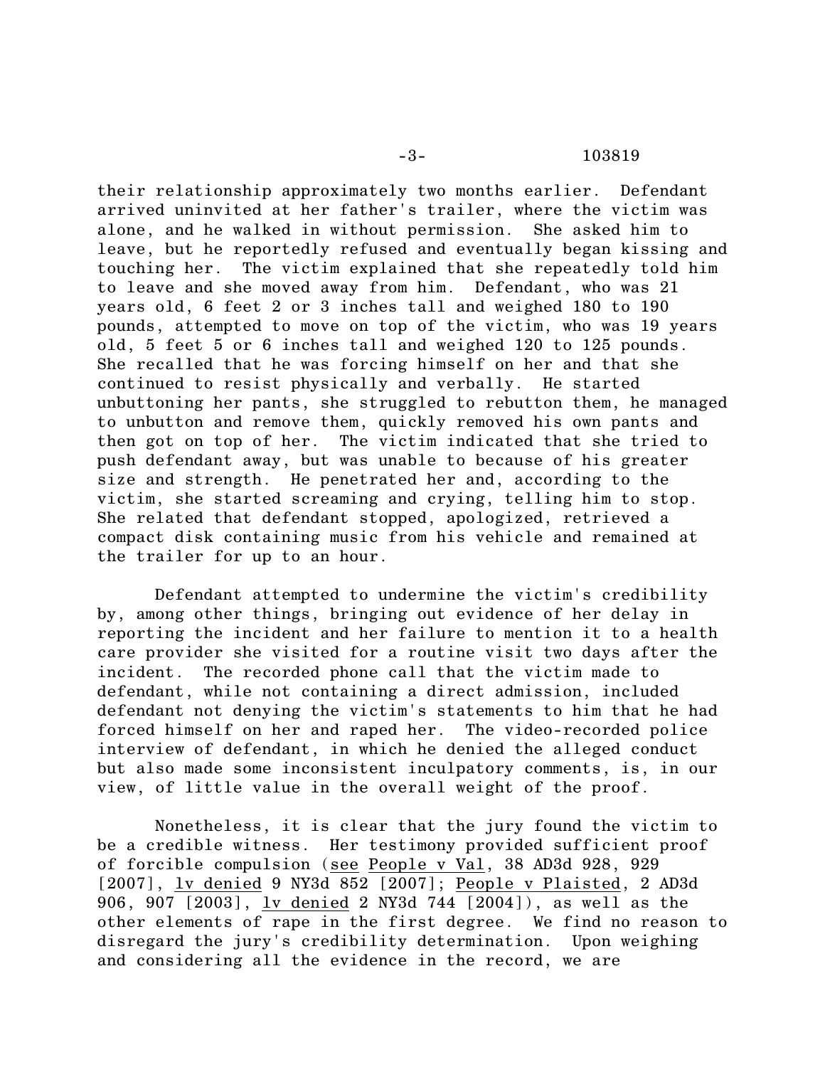their relationship approximately two months earlier. Defendant arrived uninvited at her father's trailer, where the victim was alone, and he walked in without permission. She asked him to leave, but he reportedly refused and eventually began kissing and touching her. The victim explained that she repeatedly told him to leave and she moved away from him. Defendant, who was 21 years old, 6 feet 2 or 3 inches tall and weighed 180 to 190 pounds, attempted to move on top of the victim, who was 19 years old, 5 feet 5 or 6 inches tall and weighed 120 to 125 pounds. She recalled that he was forcing himself on her and that she continued to resist physically and verbally. He started unbuttoning her pants, she struggled to rebutton them, he managed to unbutton and remove them, quickly removed his own pants and then got on top of her. The victim indicated that she tried to push defendant away, but was unable to because of his greater size and strength. He penetrated her and, according to the victim, she started screaming and crying, telling him to stop. She related that defendant stopped, apologized, retrieved a compact disk containing music from his vehicle and remained at the trailer for up to an hour.

Defendant attempted to undermine the victim's credibility by, among other things, bringing out evidence of her delay in reporting the incident and her failure to mention it to a health care provider she visited for a routine visit two days after the incident. The recorded phone call that the victim made to defendant, while not containing a direct admission, included defendant not denying the victim's statements to him that he had forced himself on her and raped her. The video-recorded police interview of defendant, in which he denied the alleged conduct but also made some inconsistent inculpatory comments, is, in our view, of little value in the overall weight of the proof.

Nonetheless, it is clear that the jury found the victim to be a credible witness. Her testimony provided sufficient proof of forcible compulsion (see People v Val, 38 AD3d 928, 929 [2007], lv denied 9 NY3d 852 [2007]; People v Plaisted, 2 AD3d 906, 907 [2003], lv denied 2 NY3d 744 [2004]), as well as the other elements of rape in the first degree. We find no reason to disregard the jury's credibility determination. Upon weighing and considering all the evidence in the record, we are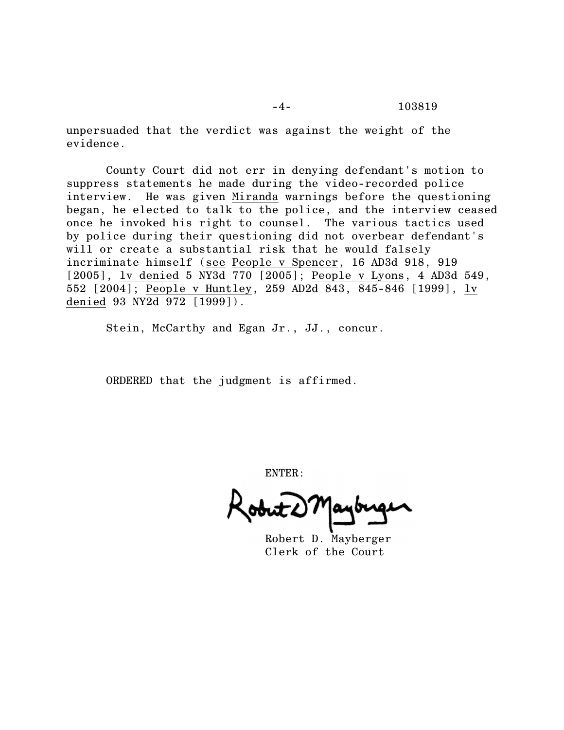unpersuaded that the verdict was against the weight of the evidence.

County Court did not err in denying defendant's motion to suppress statements he made during the video-recorded police interview. He was given Miranda warnings before the questioning began, he elected to talk to the police, and the interview ceased once he invoked his right to counsel. The various tactics used by police during their questioning did not overbear defendant's will or create a substantial risk that he would falsely incriminate himself (see People v Spencer, 16 AD3d 918, 919 [2005], lv denied 5 NY3d 770 [2005]; People v Lyons, 4 AD3d 549, 552 [2004]; People v Huntley, 259 AD2d 843, 845-846 [1999], lv denied 93 NY2d 972 [1999]).

Stein, McCarthy and Egan Jr., JJ., concur.

ORDERED that the judgment is affirmed.

ENTER:

Robert D. Mayberger
Clerk of the Court